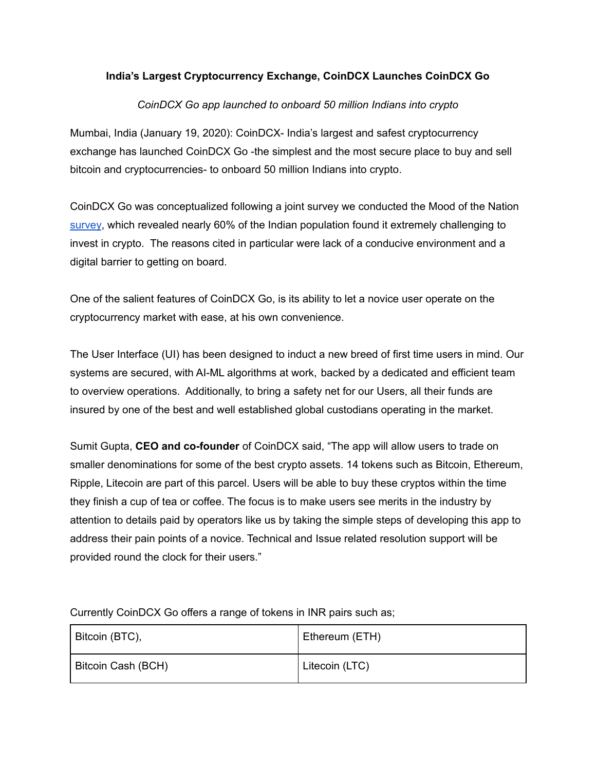**India's Largest Cryptocurrency Exchange, CoinDCX Launches CoinDCX Go**

*CoinDCX Go app launched to onboard 50 million Indians into crypto*

Mumbai, India (January 19, 2020): CoinDCX- India's largest and safest cryptocurrency exchange has launched CoinDCX Go -the simplest and the most secure place to buy and sell bitcoin and cryptocurrencies- to onboard 50 million Indians into crypto.

CoinDCX Go was conceptualized following a joint survey we conducted the Mood of the Nation survey, which revealed nearly 60% of the Indian population found it extremely challenging to invest in crypto. The reasons cited in particular were lack of a conducive environment and a digital barrier to getting on board.

One of the salient features of CoinDCX Go, is its ability to let a novice user operate on the cryptocurrency market with ease, at his own convenience.

The User Interface (UI) has been designed to induct a new breed of first time users in mind. Our systems are secured, with AI-ML algorithms at work, backed by a dedicated and efficient team to overview operations. Additionally, to bring a safety net for our Users, all their funds are insured by one of the best and well established global custodians operating in the market.

Sumit Gupta, **CEO and co-founder** of CoinDCX said, "The app will allow users to trade on smaller denominations for some of the best crypto assets. 14 tokens such as Bitcoin, Ethereum, Ripple, Litecoin are part of this parcel. Users will be able to buy these cryptos within the time they finish a cup of tea or coffee. The focus is to make users see merits in the industry by attention to details paid by operators like us by taking the simple steps of developing this app to address their pain points of a novice. Technical and Issue related resolution support will be provided round the clock for their users."

Currently CoinDCX Go offers a range of tokens in INR pairs such as;

| Bitcoin (BTC), | Ethereum (ETH) |
|---|---|
| Bitcoin Cash (BCH) | Litecoin (LTC) |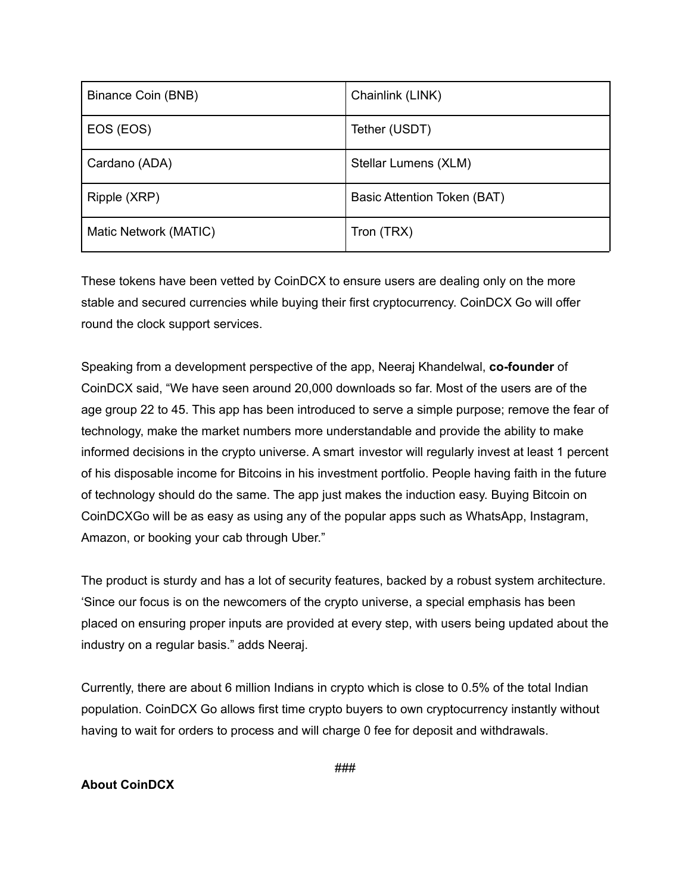| Binance Coin (BNB) | Chainlink (LINK) |
|---|---|
| EOS (EOS) | Tether (USDT) |
| Cardano (ADA) | Stellar Lumens (XLM) |
| Ripple (XRP) | Basic Attention Token (BAT) |
| Matic Network (MATIC) | Tron (TRX) |

These tokens have been vetted by CoinDCX to ensure users are dealing only on the more stable and secured currencies while buying their first cryptocurrency. CoinDCX Go will offer round the clock support services.

Speaking from a development perspective of the app, Neeraj Khandelwal, **co-founder** of CoinDCX said, "We have seen around 20,000 downloads so far. Most of the users are of the age group 22 to 45. This app has been introduced to serve a simple purpose; remove the fear of technology, make the market numbers more understandable and provide the ability to make informed decisions in the crypto universe. A smart investor will regularly invest at least 1 percent of his disposable income for Bitcoins in his investment portfolio. People having faith in the future of technology should do the same. The app just makes the induction easy. Buying Bitcoin on CoinDCXGo will be as easy as using any of the popular apps such as WhatsApp, Instagram, Amazon, or booking your cab through Uber."

The product is sturdy and has a lot of security features, backed by a robust system architecture. 'Since our focus is on the newcomers of the crypto universe, a special emphasis has been placed on ensuring proper inputs are provided at every step, with users being updated about the industry on a regular basis." adds Neeraj.

Currently, there are about 6 million Indians in crypto which is close to 0.5% of the total Indian population. CoinDCX Go allows first time crypto buyers to own cryptocurrency instantly without having to wait for orders to process and will charge 0 fee for deposit and withdrawals.

###

**About CoinDCX**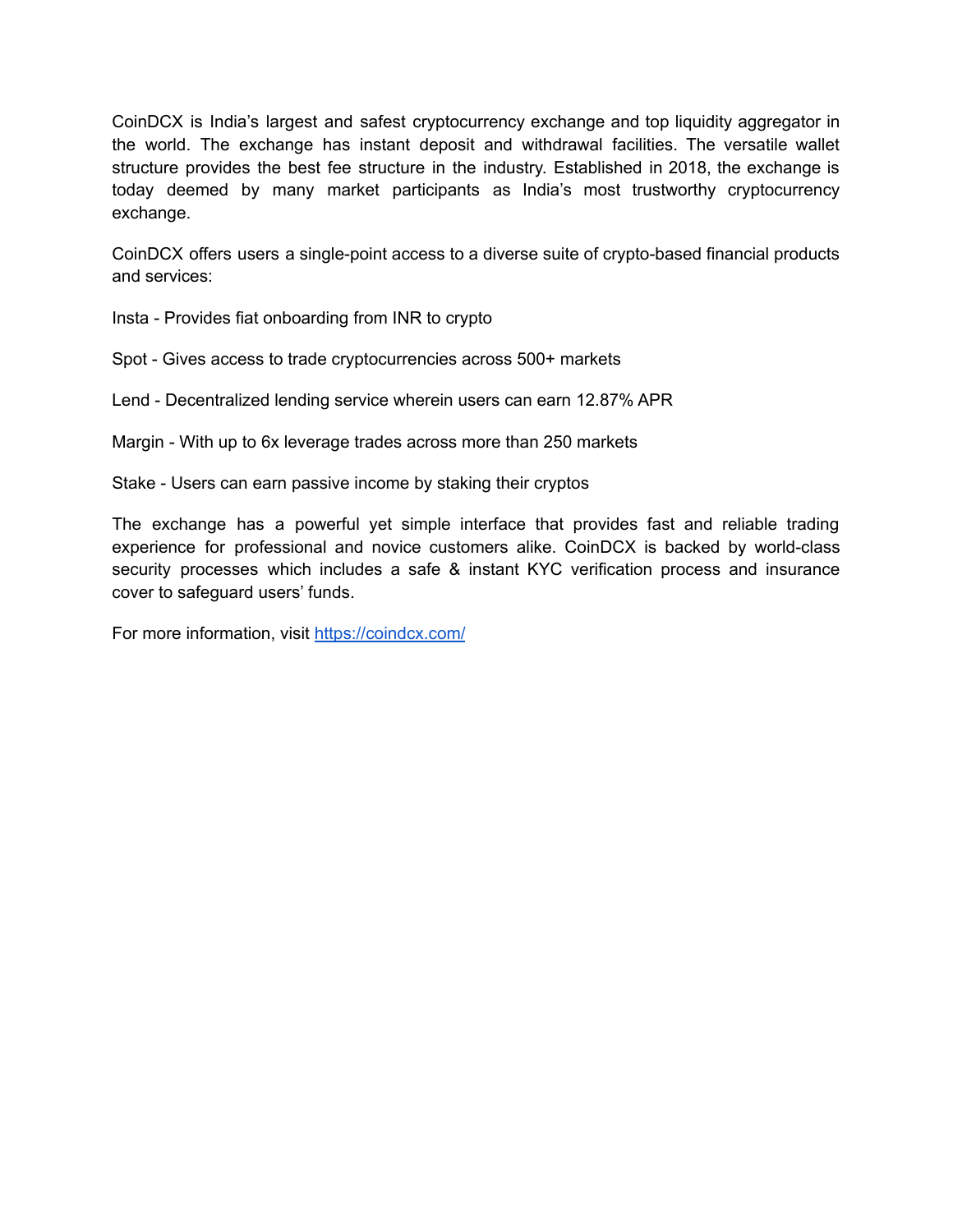CoinDCX is India's largest and safest cryptocurrency exchange and top liquidity aggregator in the world. The exchange has instant deposit and withdrawal facilities. The versatile wallet structure provides the best fee structure in the industry. Established in 2018, the exchange is today deemed by many market participants as India's most trustworthy cryptocurrency exchange.

CoinDCX offers users a single-point access to a diverse suite of crypto-based financial products and services:

Insta - Provides fiat onboarding from INR to crypto

Spot - Gives access to trade cryptocurrencies across 500+ markets

Lend - Decentralized lending service wherein users can earn 12.87% APR

Margin - With up to 6x leverage trades across more than 250 markets

Stake - Users can earn passive income by staking their cryptos

The exchange has a powerful yet simple interface that provides fast and reliable trading experience for professional and novice customers alike. CoinDCX is backed by world-class security processes which includes a safe & instant KYC verification process and insurance cover to safeguard users' funds.

For more information, visit [https://coindcx.com/](https://coindcx.com/)